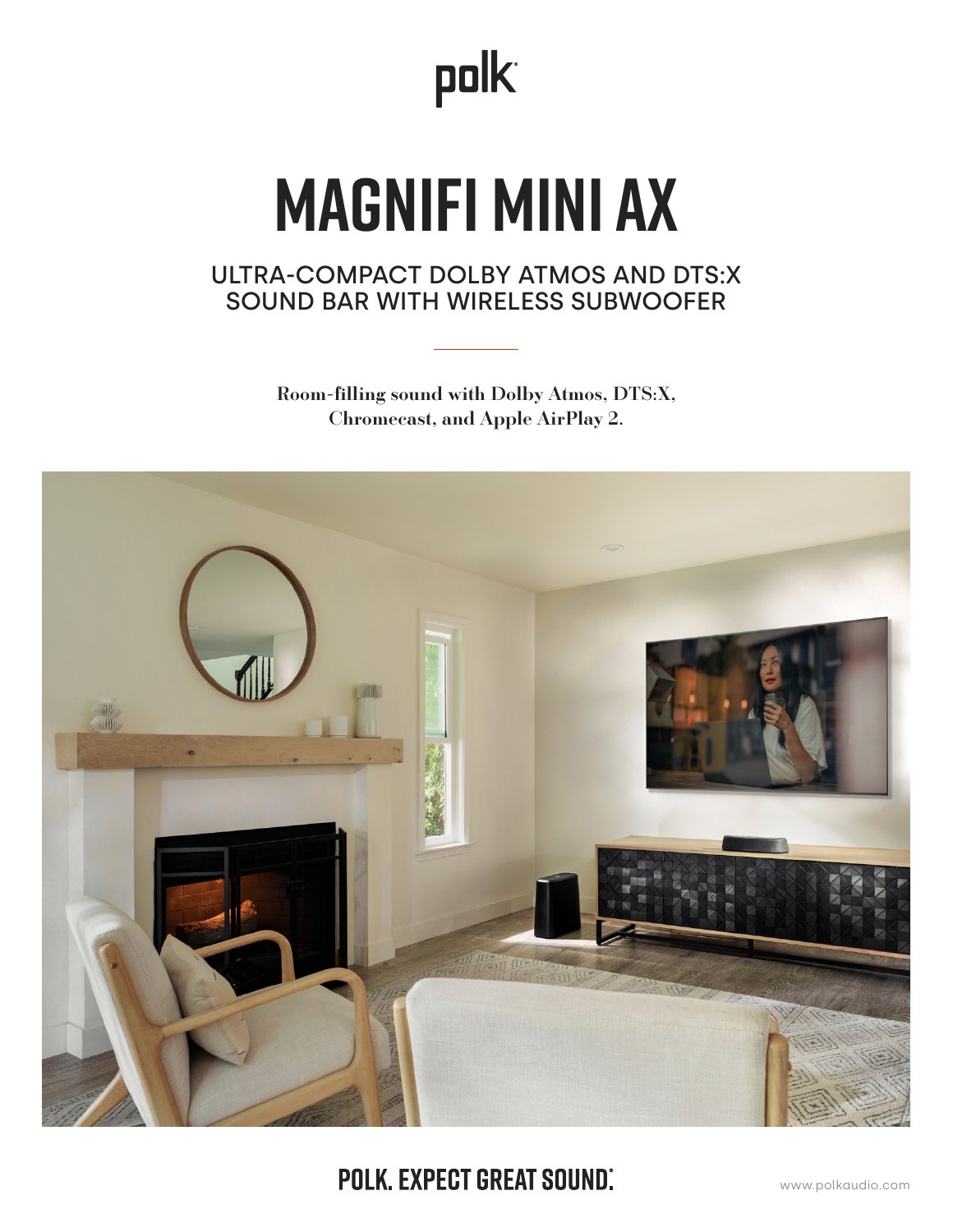polk

# MAGNIFI MINI AX

## ULTRA-COMPACT DOLBY ATMOS AND DTS:X SOUND BAR WITH WIRELESS SUBWOOFER

**Room-filling sound with Dolby Atmos, DTS:X, Chromecast, and Apple AirPlay 2.**

**POLK. EXPECT GREAT SOUND.**

www.polkaudio.com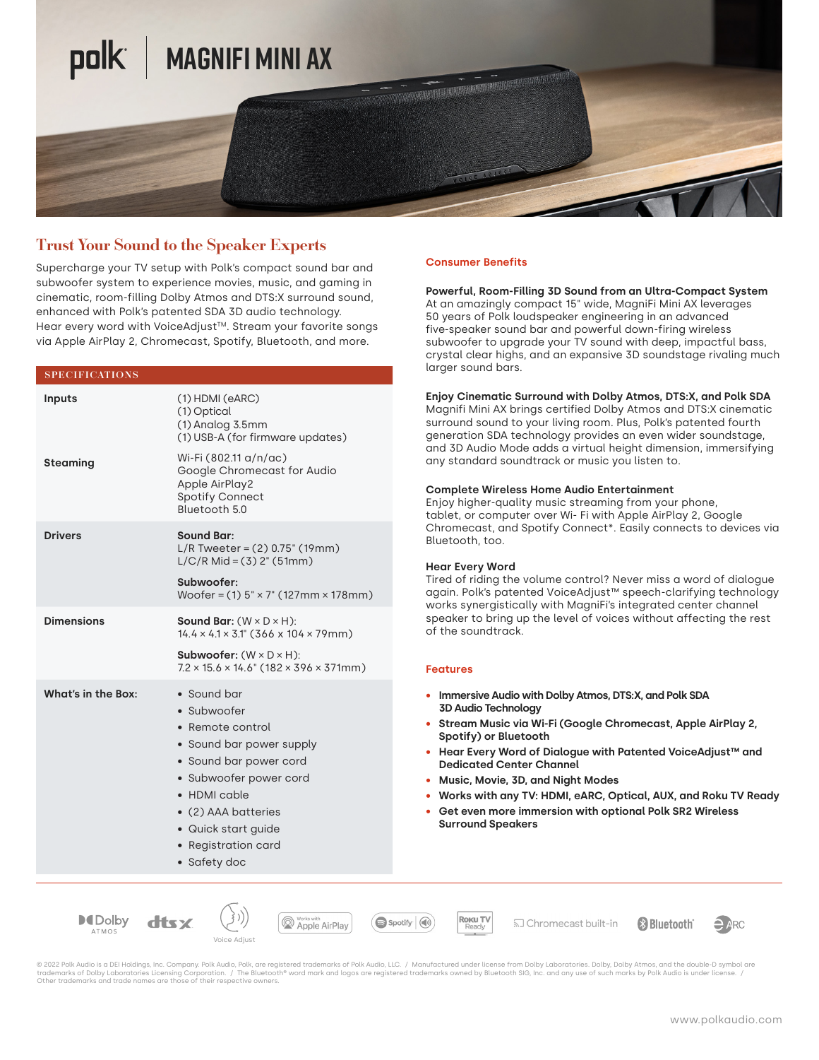# polk | MAGNIFI MINI AX

## Trust Your Sound to the Speaker Experts

Supercharge your TV setup with Polk's compact sound bar and subwoofer system to experience movies, music, and gaming in cinematic, room-filling Dolby Atmos and DTS:X surround sound, enhanced with Polk's patented SDA 3D audio technology. Hear every word with VoiceAdjust™. Stream your favorite songs via Apple AirPlay 2, Chromecast, Spotify, Bluetooth, and more.

| SPECIFICATIONS | |
|---|---|
| **Inputs** | (1) HDMI (eARC)<br>(1) Optical<br>(1) Analog 3.5mm<br>(1) USB-A (for firmware updates) |
| **Steaming** | Wi-Fi (802.11 a/n/ac)<br>Google Chromecast for Audio<br>Apple AirPlay2<br>Spotify Connect<br>Bluetooth 5.0 |
| **Drivers** | **Sound Bar:**<br>L/R Tweeter = (2) 0.75" (19mm)<br>L/C/R Mid = (3) 2" (51mm)<br><br>**Subwoofer:**<br>Woofer = (1) 5" × 7" (127mm × 178mm) |
| **Dimensions** | **Sound Bar:** (W × D × H):<br>14.4 × 4.1 × 3.1" (366 x 104 × 79mm)<br><br>**Subwoofer:** (W × D × H):<br>7.2 × 15.6 × 14.6" (182 × 396 × 371mm) |
| **What's in the Box:** | • Sound bar<br>• Subwoofer<br>• Remote control<br>• Sound bar power supply<br>• Sound bar power cord<br>• Subwoofer power cord<br>• HDMI cable<br>• (2) AAA batteries<br>• Quick start guide<br>• Registration card<br>• Safety doc |

### Consumer Benefits

**Powerful, Room-Filling 3D Sound from an Ultra-Compact System**
At an amazingly compact 15" wide, MagniFi Mini AX leverages 50 years of Polk loudspeaker engineering in an advanced five-speaker sound bar and powerful down-firing wireless subwoofer to upgrade your TV sound with deep, impactful bass, crystal clear highs, and an expansive 3D soundstage rivaling much larger sound bars.

**Enjoy Cinematic Surround with Dolby Atmos, DTS:X, and Polk SDA**
Magnifi Mini AX brings certified Dolby Atmos and DTS:X cinematic surround sound to your living room. Plus, Polk's patented fourth generation SDA technology provides an even wider soundstage, and 3D Audio Mode adds a virtual height dimension, immersifying any standard soundtrack or music you listen to.

**Complete Wireless Home Audio Entertainment**
Enjoy higher-quality music streaming from your phone, tablet, or computer over Wi- Fi with Apple AirPlay 2, Google Chromecast, and Spotify Connect*. Easily connects to devices via Bluetooth, too.

**Hear Every Word**
Tired of riding the volume control? Never miss a word of dialogue again. Polk's patented VoiceAdjust™ speech-clarifying technology works synergistically with MagniFi's integrated center channel speaker to bring up the level of voices without affecting the rest of the soundtrack.

### Features

- **Immersive Audio with Dolby Atmos, DTS:X, and Polk SDA 3D Audio Technology**
- **Stream Music via Wi-Fi (Google Chromecast, Apple AirPlay 2, Spotify) or Bluetooth**
- **Hear Every Word of Dialogue with Patented VoiceAdjust™ and Dedicated Center Channel**
- **Music, Movie, 3D, and Night Modes**
- **Works with any TV: HDMI, eARC, Optical, AUX, and Roku TV Ready**
- **Get even more immersion with optional Polk SR2 Wireless Surround Speakers**

Dolby ATMOS | dts:x | Voice Adjust | Works with Apple AirPlay | Spotify | Roku TV Ready | Chromecast built-in | Bluetooth | eARC

© 2022 Polk Audio is a DEI Holdings, Inc. Company. Polk Audio, Polk, are registered trademarks of Polk Audio, LLC. / Manufactured under license from Dolby Laboratories. Dolby, Dolby Atmos, and the double-D symbol are trademarks of Dolby Laboratories Licensing Corporation. / The Bluetooth® word mark and logos are registered trademarks owned by Bluetooth SIG, Inc. and any use of such marks by Polk Audio is under license. / Other trademarks and trade names are those of their respective owners.

www.polkaudio.com